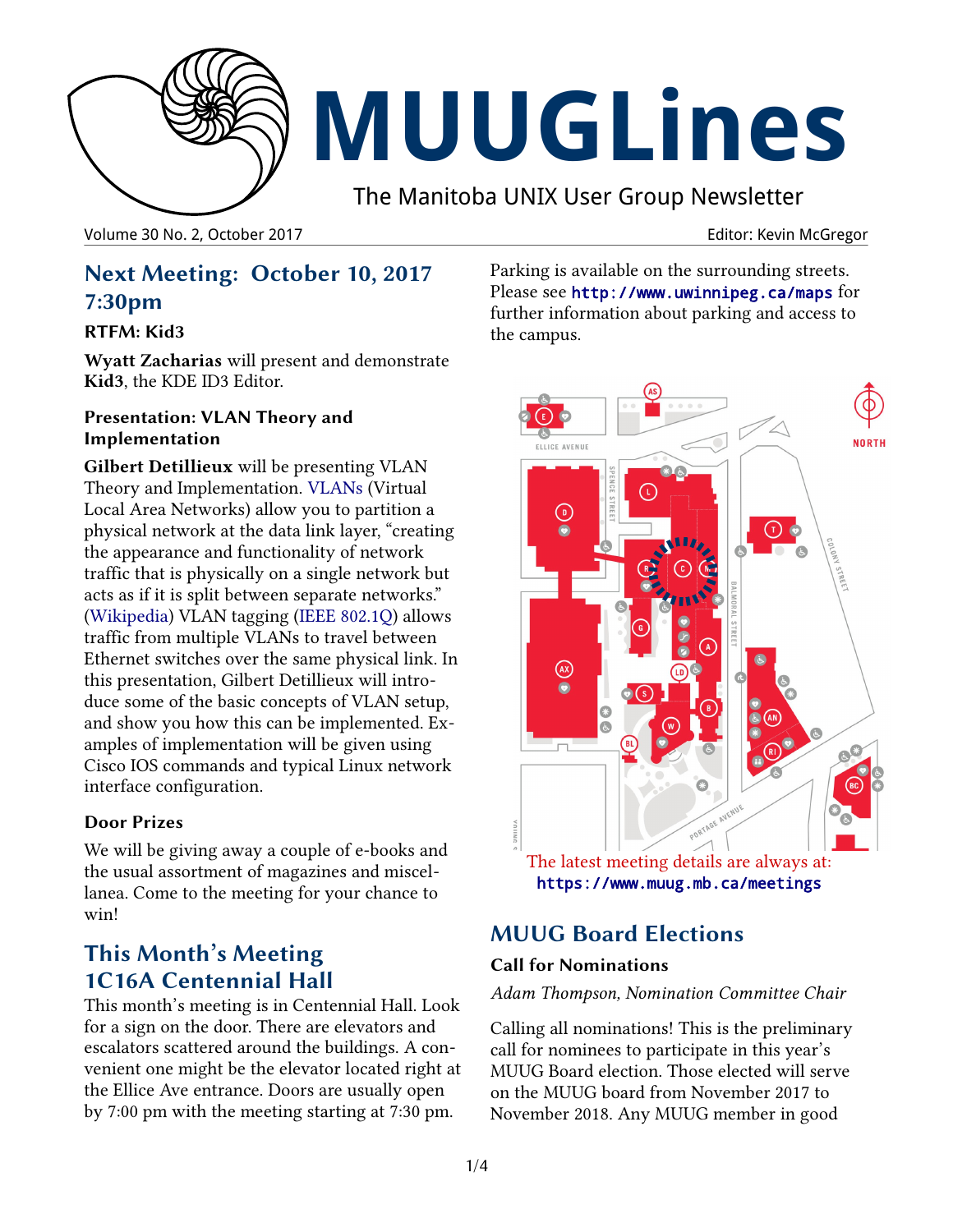# MUUGLines

The Manitoba UNIX User Group Newsletter

Volume 30 No. 2, October 2017 Editor: Kevin McGregor

## Next Meeting: October 10, 2017 7:30pm

### RTFM: Kid3

**Wyatt Zacharias** will present and demonstrate **Kid3**, the KDE ID3 Editor.

### Presentation: VLAN Theory and Implementation

**Gilbert Detillieux** will be presenting VLAN Theory and Implementation. VLANs (Virtual Local Area Networks) allow you to partition a physical network at the data link layer, “creating the appearance and functionality of network traffic that is physically on a single network but acts as if it is split between separate networks.” (Wikipedia) VLAN tagging (IEEE 802.1Q) allows traffic from multiple VLANs to travel between Ethernet switches over the same physical link. In this presentation, Gilbert Detillieux will introduce some of the basic concepts of VLAN setup, and show you how this can be implemented. Examples of implementation will be given using Cisco IOS commands and typical Linux network interface configuration.

### Door Prizes

We will be giving away a couple of e-books and the usual assortment of magazines and miscellanea. Come to the meeting for your chance to win!

## This Month’s Meeting 1C16A Centennial Hall

This month’s meeting is in Centennial Hall. Look for a sign on the door. There are elevators and escalators scattered around the buildings. A convenient one might be the elevator located right at the Ellice Ave entrance. Doors are usually open by 7:00 pm with the meeting starting at 7:30 pm.

Parking is available on the surrounding streets. Please see `http://www.uwinnipeg.ca/maps` for further information about parking and access to the campus.

The latest meeting details are always at: `https://www.muug.mb.ca/meetings`

## MUUG Board Elections

### Call for Nominations

*Adam Thompson, Nomination Committee Chair*

Calling all nominations! This is the preliminary call for nominees to participate in this year’s MUUG Board election. Those elected will serve on the MUUG board from November 2017 to November 2018. Any MUUG member in good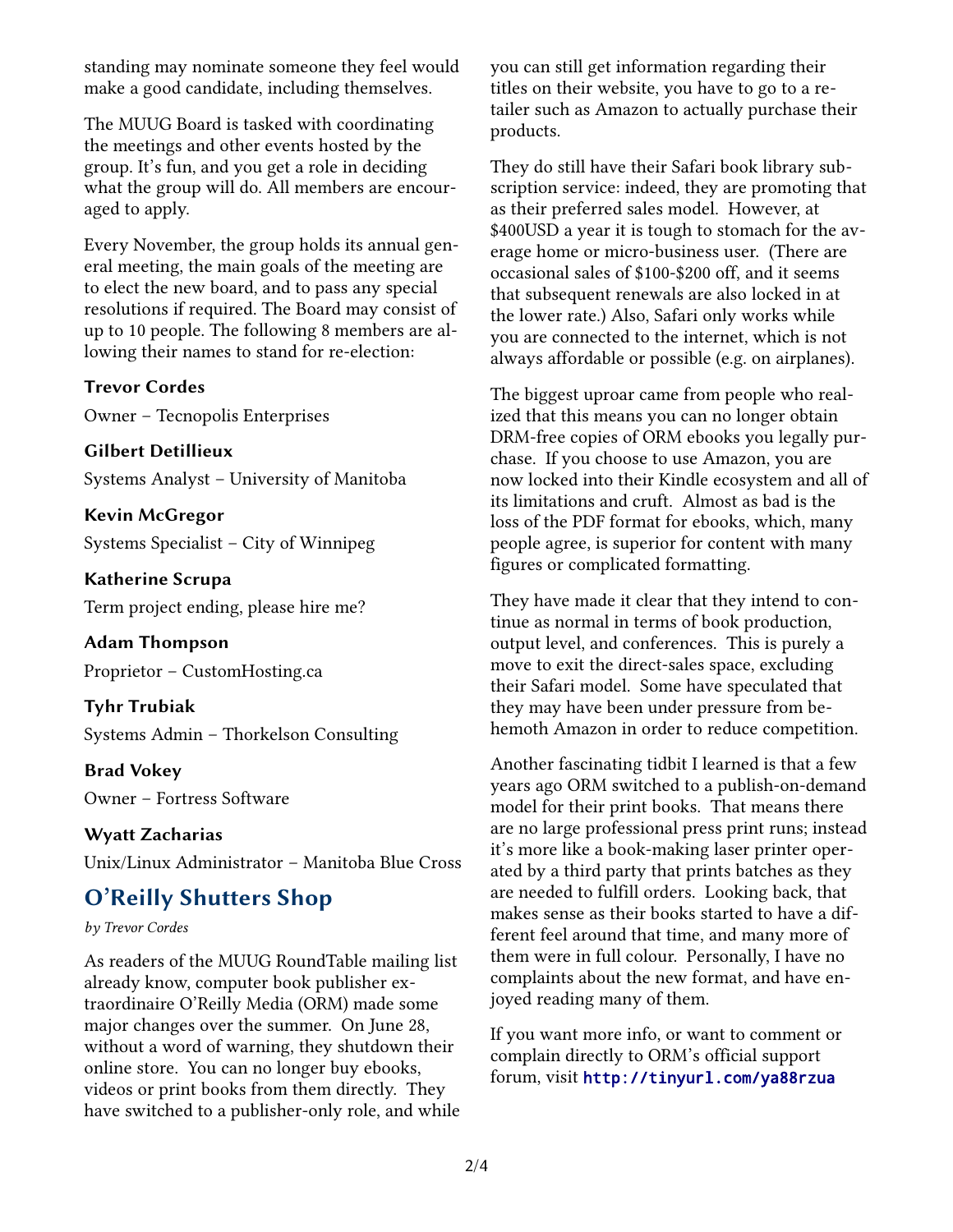standing may nominate someone they feel would make a good candidate, including themselves.

The MUUG Board is tasked with coordinating the meetings and other events hosted by the group. It's fun, and you get a role in deciding what the group will do. All members are encouraged to apply.

Every November, the group holds its annual general meeting, the main goals of the meeting are to elect the new board, and to pass any special resolutions if required. The Board may consist of up to 10 people. The following 8 members are allowing their names to stand for re-election:

**Trevor Cordes**

Owner – Tecnopolis Enterprises

**Gilbert Detillieux**

Systems Analyst – University of Manitoba

**Kevin McGregor**

Systems Specialist – City of Winnipeg

**Katherine Scrupa**

Term project ending, please hire me?

**Adam Thompson**

Proprietor – CustomHosting.ca

**Tyhr Trubiak**

Systems Admin – Thorkelson Consulting

**Brad Vokey**

Owner – Fortress Software

**Wyatt Zacharias**

Unix/Linux Administrator – Manitoba Blue Cross

## O'Reilly Shutters Shop

*by Trevor Cordes*

As readers of the MUUG RoundTable mailing list already know, computer book publisher extraordinaire O'Reilly Media (ORM) made some major changes over the summer. On June 28, without a word of warning, they shutdown their online store. You can no longer buy ebooks, videos or print books from them directly. They have switched to a publisher-only role, and while you can still get information regarding their titles on their website, you have to go to a retailer such as Amazon to actually purchase their products.

They do still have their Safari book library subscription service: indeed, they are promoting that as their preferred sales model. However, at $400USD a year it is tough to stomach for the average home or micro-business user. (There are occasional sales of $100-$200 off, and it seems that subsequent renewals are also locked in at the lower rate.) Also, Safari only works while you are connected to the internet, which is not always affordable or possible (e.g. on airplanes).

The biggest uproar came from people who realized that this means you can no longer obtain DRM-free copies of ORM ebooks you legally purchase. If you choose to use Amazon, you are now locked into their Kindle ecosystem and all of its limitations and cruft. Almost as bad is the loss of the PDF format for ebooks, which, many people agree, is superior for content with many figures or complicated formatting.

They have made it clear that they intend to continue as normal in terms of book production, output level, and conferences. This is purely a move to exit the direct-sales space, excluding their Safari model. Some have speculated that they may have been under pressure from behemoth Amazon in order to reduce competition.

Another fascinating tidbit I learned is that a few years ago ORM switched to a publish-on-demand model for their print books. That means there are no large professional press print runs; instead it's more like a book-making laser printer operated by a third party that prints batches as they are needed to fulfill orders. Looking back, that makes sense as their books started to have a different feel around that time, and many more of them were in full colour. Personally, I have no complaints about the new format, and have enjoyed reading many of them.

If you want more info, or want to comment or complain directly to ORM's official support forum, visit **http://tinyurl.com/ya88rzua**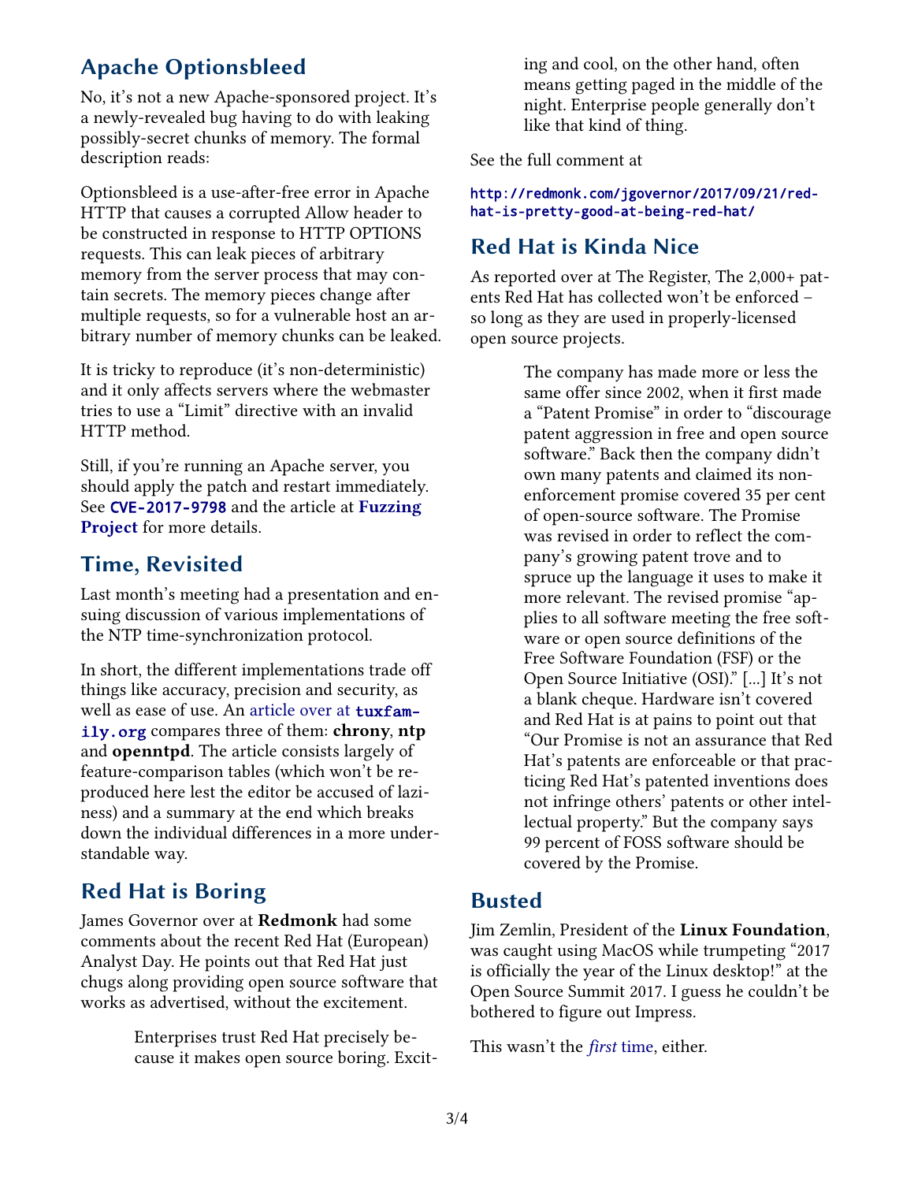## Apache Optionsbleed

No, it's not a new Apache-sponsored project. It's a newly-revealed bug having to do with leaking possibly-secret chunks of memory. The formal description reads:

Optionsbleed is a use-after-free error in Apache HTTP that causes a corrupted Allow header to be constructed in response to HTTP OPTIONS requests. This can leak pieces of arbitrary memory from the server process that may contain secrets. The memory pieces change after multiple requests, so for a vulnerable host an arbitrary number of memory chunks can be leaked.

It is tricky to reproduce (it's non-deterministic) and it only affects servers where the webmaster tries to use a "Limit" directive with an invalid HTTP method.

Still, if you're running an Apache server, you should apply the patch and restart immediately. See `CVE-2017-9798` and the article at **Fuzzing Project** for more details.

## Time, Revisited

Last month's meeting had a presentation and ensuing discussion of various implementations of the NTP time-synchronization protocol.

In short, the different implementations trade off things like accuracy, precision and security, as well as ease of use. An article over at `tuxfamily.org` compares three of them: **chrony**, **ntp** and **openntpd**. The article consists largely of feature-comparison tables (which won't be reproduced here lest the editor be accused of laziness) and a summary at the end which breaks down the individual differences in a more understandable way.

## Red Hat is Boring

James Governor over at **Redmonk** had some comments about the recent Red Hat (European) Analyst Day. He points out that Red Hat just chugs along providing open source software that works as advertised, without the excitement.

> Enterprises trust Red Hat precisely because it makes open source boring. Exciting and cool, on the other hand, often means getting paged in the middle of the night. Enterprise people generally don't like that kind of thing.

See the full comment at

`http://redmonk.com/jgovernor/2017/09/21/red-hat-is-pretty-good-at-being-red-hat/`

## Red Hat is Kinda Nice

As reported over at The Register, The 2,000+ patents Red Hat has collected won't be enforced – so long as they are used in properly-licensed open source projects.

> The company has made more or less the same offer since 2002, when it first made a "Patent Promise" in order to "discourage patent aggression in free and open source software." Back then the company didn't own many patents and claimed its non-enforcement promise covered 35 per cent of open-source software. The Promise was revised in order to reflect the company's growing patent trove and to spruce up the language it uses to make it more relevant. The revised promise "applies to all software meeting the free software or open source definitions of the Free Software Foundation (FSF) or the Open Source Initiative (OSI)." [...] It's not a blank cheque. Hardware isn't covered and Red Hat is at pains to point out that "Our Promise is not an assurance that Red Hat's patents are enforceable or that practicing Red Hat's patented inventions does not infringe others' patents or other intellectual property." But the company says 99 percent of FOSS software should be covered by the Promise.

## Busted

Jim Zemlin, President of the **Linux Foundation**, was caught using MacOS while trumpeting "2017 is officially the year of the Linux desktop!" at the Open Source Summit 2017. I guess he couldn't be bothered to figure out Impress.

This wasn't the *first* time, either.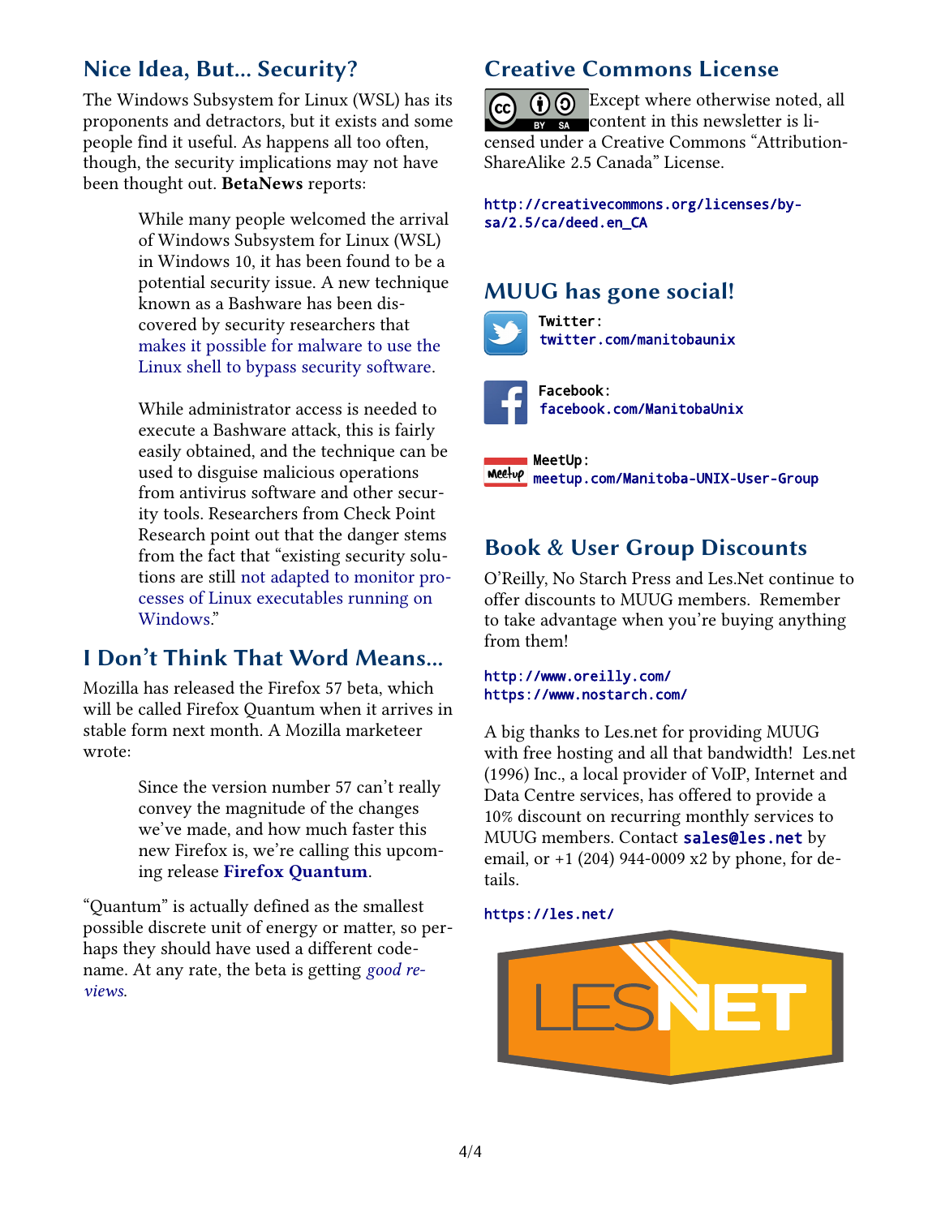## Nice Idea, But... Security?

The Windows Subsystem for Linux (WSL) has its proponents and detractors, but it exists and some people find it useful. As happens all too often, though, the security implications may not have been thought out. **BetaNews** reports:

> While many people welcomed the arrival of Windows Subsystem for Linux (WSL) in Windows 10, it has been found to be a potential security issue. A new technique known as a Bashware has been discovered by security researchers that makes it possible for malware to use the Linux shell to bypass security software.
>
> While administrator access is needed to execute a Bashware attack, this is fairly easily obtained, and the technique can be used to disguise malicious operations from antivirus software and other security tools. Researchers from Check Point Research point out that the danger stems from the fact that "existing security solutions are still not adapted to monitor processes of Linux executables running on Windows."

## I Don't Think That Word Means...

Mozilla has released the Firefox 57 beta, which will be called Firefox Quantum when it arrives in stable form next month. A Mozilla marketeer wrote:

> Since the version number 57 can't really convey the magnitude of the changes we've made, and how much faster this new Firefox is, we're calling this upcoming release **Firefox Quantum**.

"Quantum" is actually defined as the smallest possible discrete unit of energy or matter, so perhaps they should have used a different codename. At any rate, the beta is getting *good reviews*.

## Creative Commons License

Except where otherwise noted, all content in this newsletter is licensed under a Creative Commons "Attribution-ShareAlike 2.5 Canada" License.

`http://creativecommons.org/licenses/by-sa/2.5/ca/deed.en_CA`

## MUUG has gone social!

Twitter:
`twitter.com/manitobaunix`

Facebook:
`facebook.com/ManitobaUnix`

MeetUp:
`meetup.com/Manitoba-UNIX-User-Group`

## Book & User Group Discounts

O'Reilly, No Starch Press and Les.Net continue to offer discounts to MUUG members. Remember to take advantage when you're buying anything from them!

`http://www.oreilly.com/`
`https://www.nostarch.com/`

A big thanks to Les.net for providing MUUG with free hosting and all that bandwidth! Les.net (1996) Inc., a local provider of VoIP, Internet and Data Centre services, has offered to provide a 10% discount on recurring monthly services to MUUG members. Contact `sales@les.net` by email, or +1 (204) 944-0009 x2 by phone, for details.

`https://les.net/`